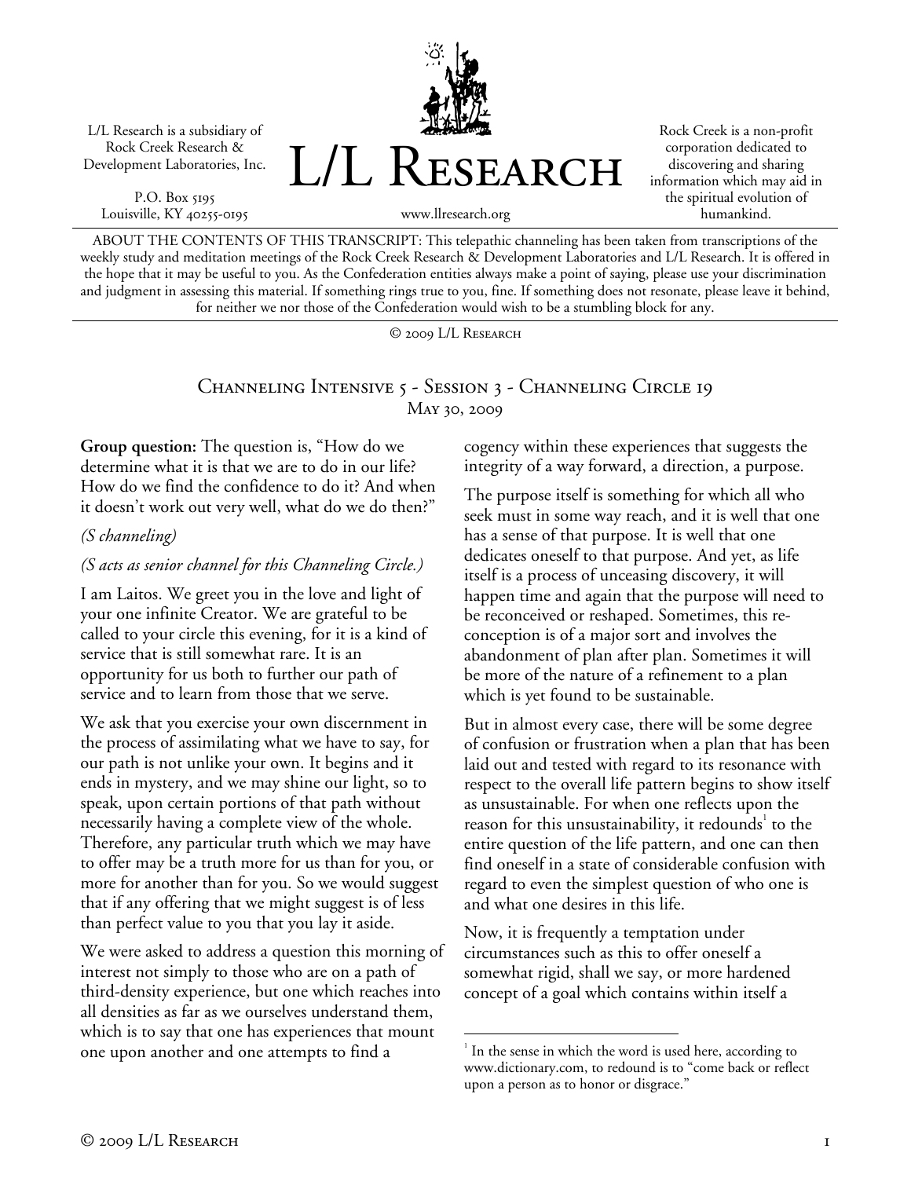L/L Research is a subsidiary of Rock Creek Research & Development Laboratories, Inc.

P.O. Box 5195
Louisville, KY 40255-0195

# L/L Research

www.llresearch.org

Rock Creek is a non-profit corporation dedicated to discovering and sharing information which may aid in the spiritual evolution of humankind.

ABOUT THE CONTENTS OF THIS TRANSCRIPT: This telepathic channeling has been taken from transcriptions of the weekly study and meditation meetings of the Rock Creek Research & Development Laboratories and L/L Research. It is offered in the hope that it may be useful to you. As the Confederation entities always make a point of saying, please use your discrimination and judgment in assessing this material. If something rings true to you, fine. If something does not resonate, please leave it behind, for neither we nor those of the Confederation would wish to be a stumbling block for any.

© 2009 L/L Research

## Channeling Intensive 5 - Session 3 - Channeling Circle 19
May 30, 2009

**Group question:** The question is, "How do we determine what it is that we are to do in our life? How do we find the confidence to do it? And when it doesn't work out very well, what do we do then?"

*(S channeling)*

*(S acts as senior channel for this Channeling Circle.)*

I am Laitos. We greet you in the love and light of your one infinite Creator. We are grateful to be called to your circle this evening, for it is a kind of service that is still somewhat rare. It is an opportunity for us both to further our path of service and to learn from those that we serve.

We ask that you exercise your own discernment in the process of assimilating what we have to say, for our path is not unlike your own. It begins and it ends in mystery, and we may shine our light, so to speak, upon certain portions of that path without necessarily having a complete view of the whole. Therefore, any particular truth which we may have to offer may be a truth more for us than for you, or more for another than for you. So we would suggest that if any offering that we might suggest is of less than perfect value to you that you lay it aside.

We were asked to address a question this morning of interest not simply to those who are on a path of third-density experience, but one which reaches into all densities as far as we ourselves understand them, which is to say that one has experiences that mount one upon another and one attempts to find a cogency within these experiences that suggests the integrity of a way forward, a direction, a purpose.

The purpose itself is something for which all who seek must in some way reach, and it is well that one has a sense of that purpose. It is well that one dedicates oneself to that purpose. And yet, as life itself is a process of unceasing discovery, it will happen time and again that the purpose will need to be reconceived or reshaped. Sometimes, this re-conception is of a major sort and involves the abandonment of plan after plan. Sometimes it will be more of the nature of a refinement to a plan which is yet found to be sustainable.

But in almost every case, there will be some degree of confusion or frustration when a plan that has been laid out and tested with regard to its resonance with respect to the overall life pattern begins to show itself as unsustainable. For when one reflects upon the reason for this unsustainability, it redounds[1] to the entire question of the life pattern, and one can then find oneself in a state of considerable confusion with regard to even the simplest question of who one is and what one desires in this life.

Now, it is frequently a temptation under circumstances such as this to offer oneself a somewhat rigid, shall we say, or more hardened concept of a goal which contains within itself a

[1] In the sense in which the word is used here, according to www.dictionary.com, to redound is to "come back or reflect upon a person as to honor or disgrace."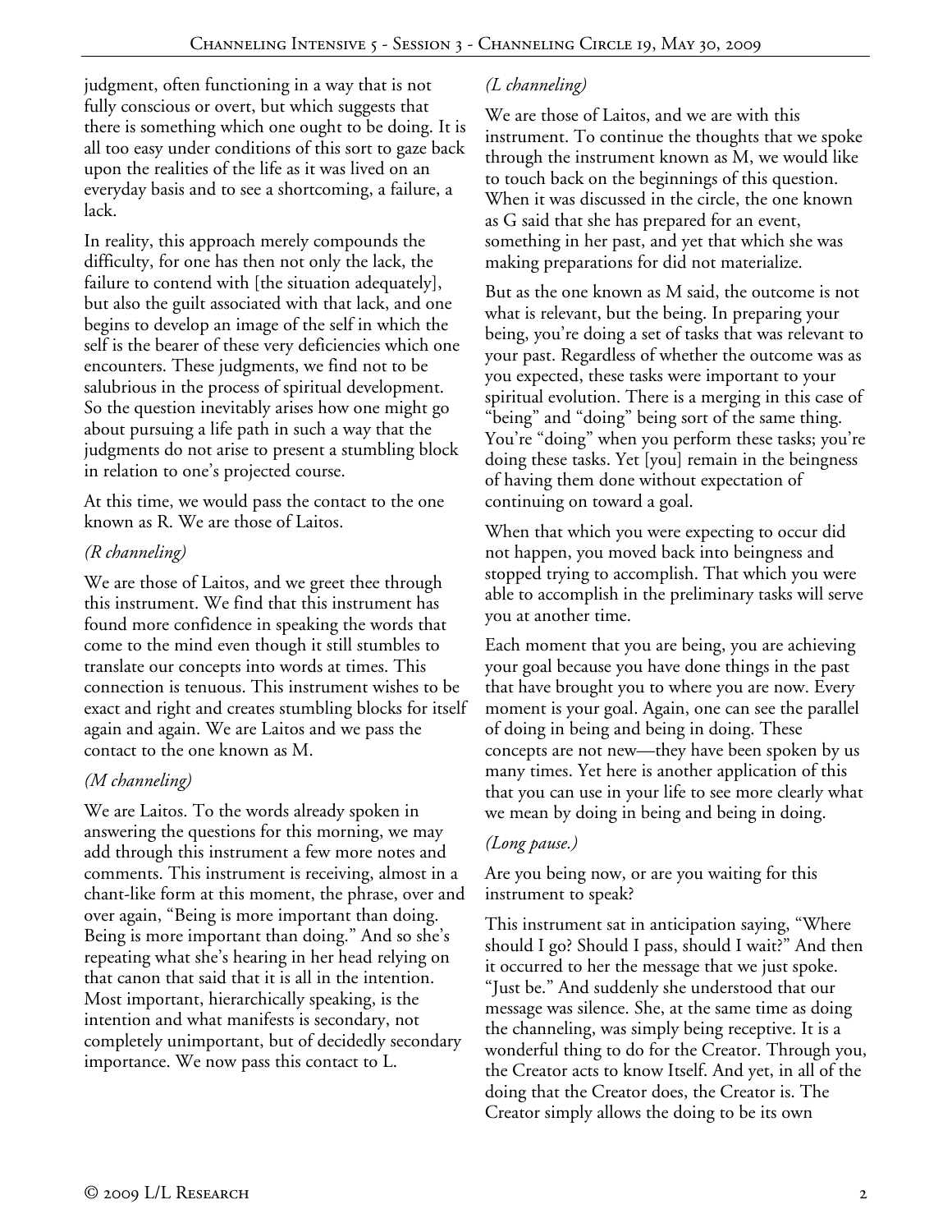judgment, often functioning in a way that is not fully conscious or overt, but which suggests that there is something which one ought to be doing. It is all too easy under conditions of this sort to gaze back upon the realities of the life as it was lived on an everyday basis and to see a shortcoming, a failure, a lack.

In reality, this approach merely compounds the difficulty, for one has then not only the lack, the failure to contend with [the situation adequately], but also the guilt associated with that lack, and one begins to develop an image of the self in which the self is the bearer of these very deficiencies which one encounters. These judgments, we find not to be salubrious in the process of spiritual development. So the question inevitably arises how one might go about pursuing a life path in such a way that the judgments do not arise to present a stumbling block in relation to one's projected course.

At this time, we would pass the contact to the one known as R. We are those of Laitos.

*(R channeling)*

We are those of Laitos, and we greet thee through this instrument. We find that this instrument has found more confidence in speaking the words that come to the mind even though it still stumbles to translate our concepts into words at times. This connection is tenuous. This instrument wishes to be exact and right and creates stumbling blocks for itself again and again. We are Laitos and we pass the contact to the one known as M.

*(M channeling)*

We are Laitos. To the words already spoken in answering the questions for this morning, we may add through this instrument a few more notes and comments. This instrument is receiving, almost in a chant-like form at this moment, the phrase, over and over again, "Being is more important than doing. Being is more important than doing." And so she's repeating what she's hearing in her head relying on that canon that said that it is all in the intention. Most important, hierarchically speaking, is the intention and what manifests is secondary, not completely unimportant, but of decidedly secondary importance. We now pass this contact to L.

*(L channeling)*

We are those of Laitos, and we are with this instrument. To continue the thoughts that we spoke through the instrument known as M, we would like to touch back on the beginnings of this question. When it was discussed in the circle, the one known as G said that she has prepared for an event, something in her past, and yet that which she was making preparations for did not materialize.

But as the one known as M said, the outcome is not what is relevant, but the being. In preparing your being, you're doing a set of tasks that was relevant to your past. Regardless of whether the outcome was as you expected, these tasks were important to your spiritual evolution. There is a merging in this case of "being" and "doing" being sort of the same thing. You're "doing" when you perform these tasks; you're doing these tasks. Yet [you] remain in the beingness of having them done without expectation of continuing on toward a goal.

When that which you were expecting to occur did not happen, you moved back into beingness and stopped trying to accomplish. That which you were able to accomplish in the preliminary tasks will serve you at another time.

Each moment that you are being, you are achieving your goal because you have done things in the past that have brought you to where you are now. Every moment is your goal. Again, one can see the parallel of doing in being and being in doing. These concepts are not new—they have been spoken by us many times. Yet here is another application of this that you can use in your life to see more clearly what we mean by doing in being and being in doing.

*(Long pause.)*

Are you being now, or are you waiting for this instrument to speak?

This instrument sat in anticipation saying, "Where should I go? Should I pass, should I wait?" And then it occurred to her the message that we just spoke. "Just be." And suddenly she understood that our message was silence. She, at the same time as doing the channeling, was simply being receptive. It is a wonderful thing to do for the Creator. Through you, the Creator acts to know Itself. And yet, in all of the doing that the Creator does, the Creator is. The Creator simply allows the doing to be its own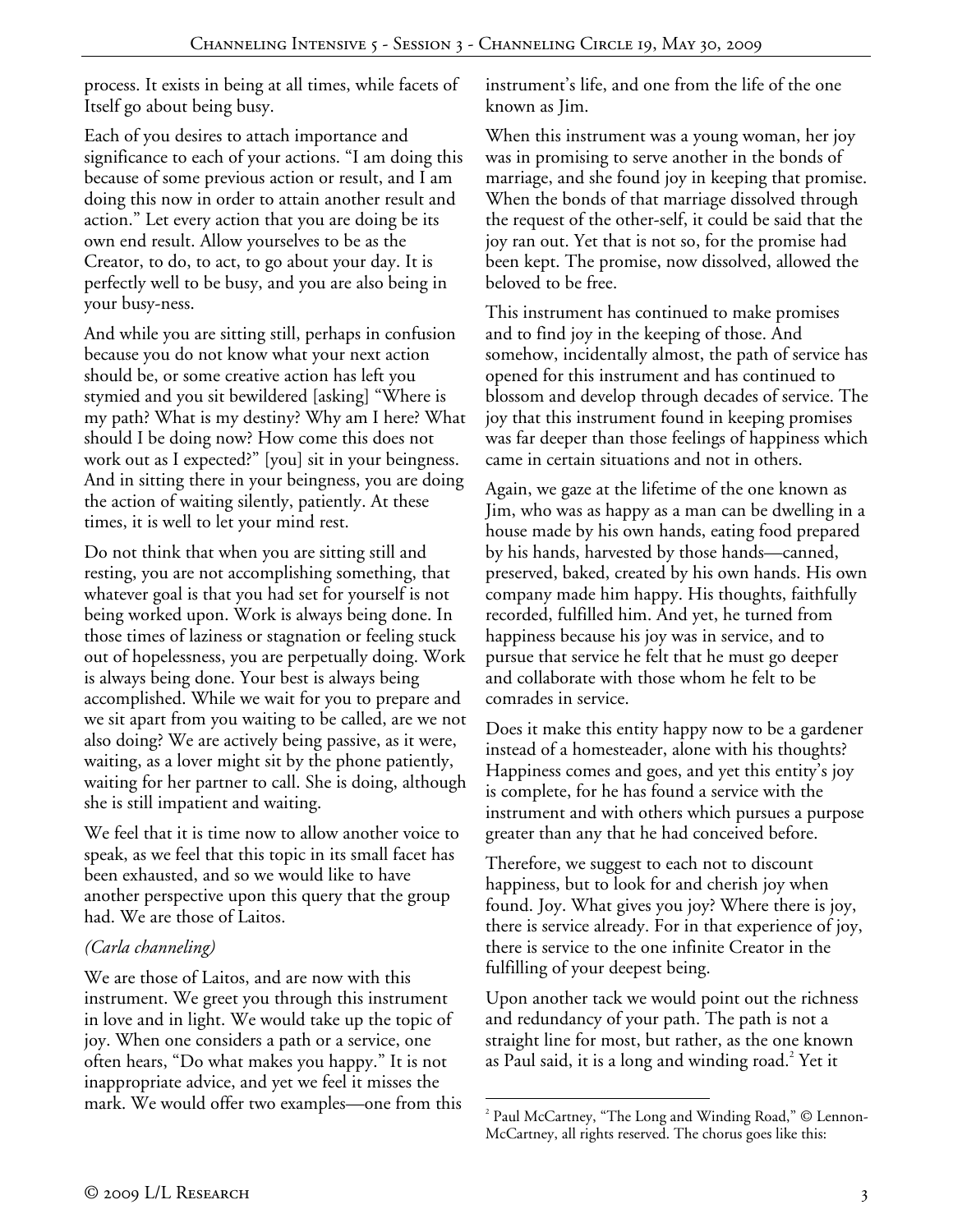process. It exists in being at all times, while facets of Itself go about being busy.

Each of you desires to attach importance and significance to each of your actions. "I am doing this because of some previous action or result, and I am doing this now in order to attain another result and action." Let every action that you are doing be its own end result. Allow yourselves to be as the Creator, to do, to act, to go about your day. It is perfectly well to be busy, and you are also being in your busy-ness.

And while you are sitting still, perhaps in confusion because you do not know what your next action should be, or some creative action has left you stymied and you sit bewildered [asking] "Where is my path? What is my destiny? Why am I here? What should I be doing now? How come this does not work out as I expected?" [you] sit in your beingness. And in sitting there in your beingness, you are doing the action of waiting silently, patiently. At these times, it is well to let your mind rest.

Do not think that when you are sitting still and resting, you are not accomplishing something, that whatever goal is that you had set for yourself is not being worked upon. Work is always being done. In those times of laziness or stagnation or feeling stuck out of hopelessness, you are perpetually doing. Work is always being done. Your best is always being accomplished. While we wait for you to prepare and we sit apart from you waiting to be called, are we not also doing? We are actively being passive, as it were, waiting, as a lover might sit by the phone patiently, waiting for her partner to call. She is doing, although she is still impatient and waiting.

We feel that it is time now to allow another voice to speak, as we feel that this topic in its small facet has been exhausted, and so we would like to have another perspective upon this query that the group had. We are those of Laitos.

*(Carla channeling)*

We are those of Laitos, and are now with this instrument. We greet you through this instrument in love and in light. We would take up the topic of joy. When one considers a path or a service, one often hears, "Do what makes you happy." It is not inappropriate advice, and yet we feel it misses the mark. We would offer two examples—one from this instrument's life, and one from the life of the one known as Jim.

When this instrument was a young woman, her joy was in promising to serve another in the bonds of marriage, and she found joy in keeping that promise. When the bonds of that marriage dissolved through the request of the other-self, it could be said that the joy ran out. Yet that is not so, for the promise had been kept. The promise, now dissolved, allowed the beloved to be free.

This instrument has continued to make promises and to find joy in the keeping of those. And somehow, incidentally almost, the path of service has opened for this instrument and has continued to blossom and develop through decades of service. The joy that this instrument found in keeping promises was far deeper than those feelings of happiness which came in certain situations and not in others.

Again, we gaze at the lifetime of the one known as Jim, who was as happy as a man can be dwelling in a house made by his own hands, eating food prepared by his hands, harvested by those hands—canned, preserved, baked, created by his own hands. His own company made him happy. His thoughts, faithfully recorded, fulfilled him. And yet, he turned from happiness because his joy was in service, and to pursue that service he felt that he must go deeper and collaborate with those whom he felt to be comrades in service.

Does it make this entity happy now to be a gardener instead of a homesteader, alone with his thoughts? Happiness comes and goes, and yet this entity's joy is complete, for he has found a service with the instrument and with others which pursues a purpose greater than any that he had conceived before.

Therefore, we suggest to each not to discount happiness, but to look for and cherish joy when found. Joy. What gives you joy? Where there is joy, there is service already. For in that experience of joy, there is service to the one infinite Creator in the fulfilling of your deepest being.

Upon another tack we would point out the richness and redundancy of your path. The path is not a straight line for most, but rather, as the one known as Paul said, it is a long and winding road.[2] Yet it

---

[2] Paul McCartney, "The Long and Winding Road," © Lennon-McCartney, all rights reserved. The chorus goes like this: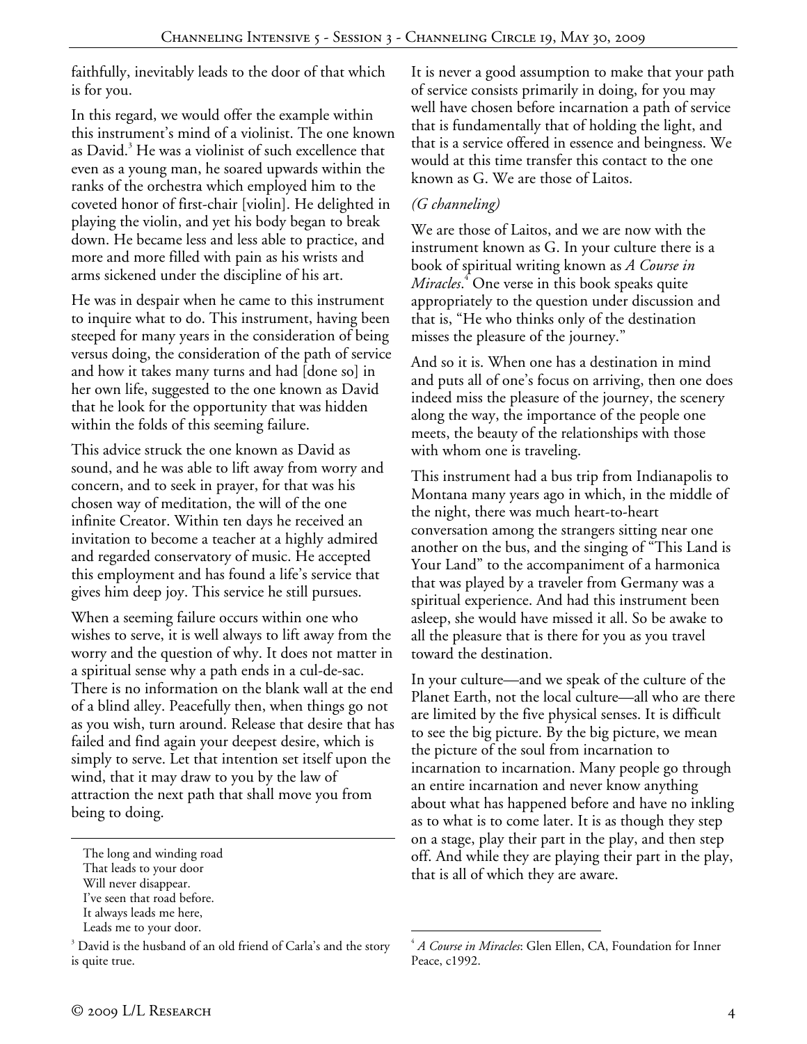faithfully, inevitably leads to the door of that which is for you.

In this regard, we would offer the example within this instrument's mind of a violinist. The one known as David.[3] He was a violinist of such excellence that even as a young man, he soared upwards within the ranks of the orchestra which employed him to the coveted honor of first-chair [violin]. He delighted in playing the violin, and yet his body began to break down. He became less and less able to practice, and more and more filled with pain as his wrists and arms sickened under the discipline of his art.

He was in despair when he came to this instrument to inquire what to do. This instrument, having been steeped for many years in the consideration of being versus doing, the consideration of the path of service and how it takes many turns and had [done so] in her own life, suggested to the one known as David that he look for the opportunity that was hidden within the folds of this seeming failure.

This advice struck the one known as David as sound, and he was able to lift away from worry and concern, and to seek in prayer, for that was his chosen way of meditation, the will of the one infinite Creator. Within ten days he received an invitation to become a teacher at a highly admired and regarded conservatory of music. He accepted this employment and has found a life's service that gives him deep joy. This service he still pursues.

When a seeming failure occurs within one who wishes to serve, it is well always to lift away from the worry and the question of why. It does not matter in a spiritual sense why a path ends in a cul-de-sac. There is no information on the blank wall at the end of a blind alley. Peacefully then, when things go not as you wish, turn around. Release that desire that has failed and find again your deepest desire, which is simply to serve. Let that intention set itself upon the wind, that it may draw to you by the law of attraction the next path that shall move you from being to doing.

It is never a good assumption to make that your path of service consists primarily in doing, for you may well have chosen before incarnation a path of service that is fundamentally that of holding the light, and that is a service offered in essence and beingness. We would at this time transfer this contact to the one known as G. We are those of Laitos.

*(G channeling)*

We are those of Laitos, and we are now with the instrument known as G. In your culture there is a book of spiritual writing known as *A Course in Miracles*.[4] One verse in this book speaks quite appropriately to the question under discussion and that is, "He who thinks only of the destination misses the pleasure of the journey."

And so it is. When one has a destination in mind and puts all of one's focus on arriving, then one does indeed miss the pleasure of the journey, the scenery along the way, the importance of the people one meets, the beauty of the relationships with those with whom one is traveling.

This instrument had a bus trip from Indianapolis to Montana many years ago in which, in the middle of the night, there was much heart-to-heart conversation among the strangers sitting near one another on the bus, and the singing of "This Land is Your Land" to the accompaniment of a harmonica that was played by a traveler from Germany was a spiritual experience. And had this instrument been asleep, she would have missed it all. So be awake to all the pleasure that is there for you as you travel toward the destination.

In your culture—and we speak of the culture of the Planet Earth, not the local culture—all who are there are limited by the five physical senses. It is difficult to see the big picture. By the big picture, we mean the picture of the soul from incarnation to incarnation to incarnation. Many people go through an entire incarnation and never know anything about what has happened before and have no inkling as to what is to come later. It is as though they step on a stage, play their part in the play, and then step off. And while they are playing their part in the play, that is all of which they are aware.

---

The long and winding road
That leads to your door
Will never disappear.
I've seen that road before.
It always leads me here,
Leads me to your door.

[3] David is the husband of an old friend of Carla's and the story is quite true.

[4] *A Course in Miracles*: Glen Ellen, CA, Foundation for Inner Peace, c1992.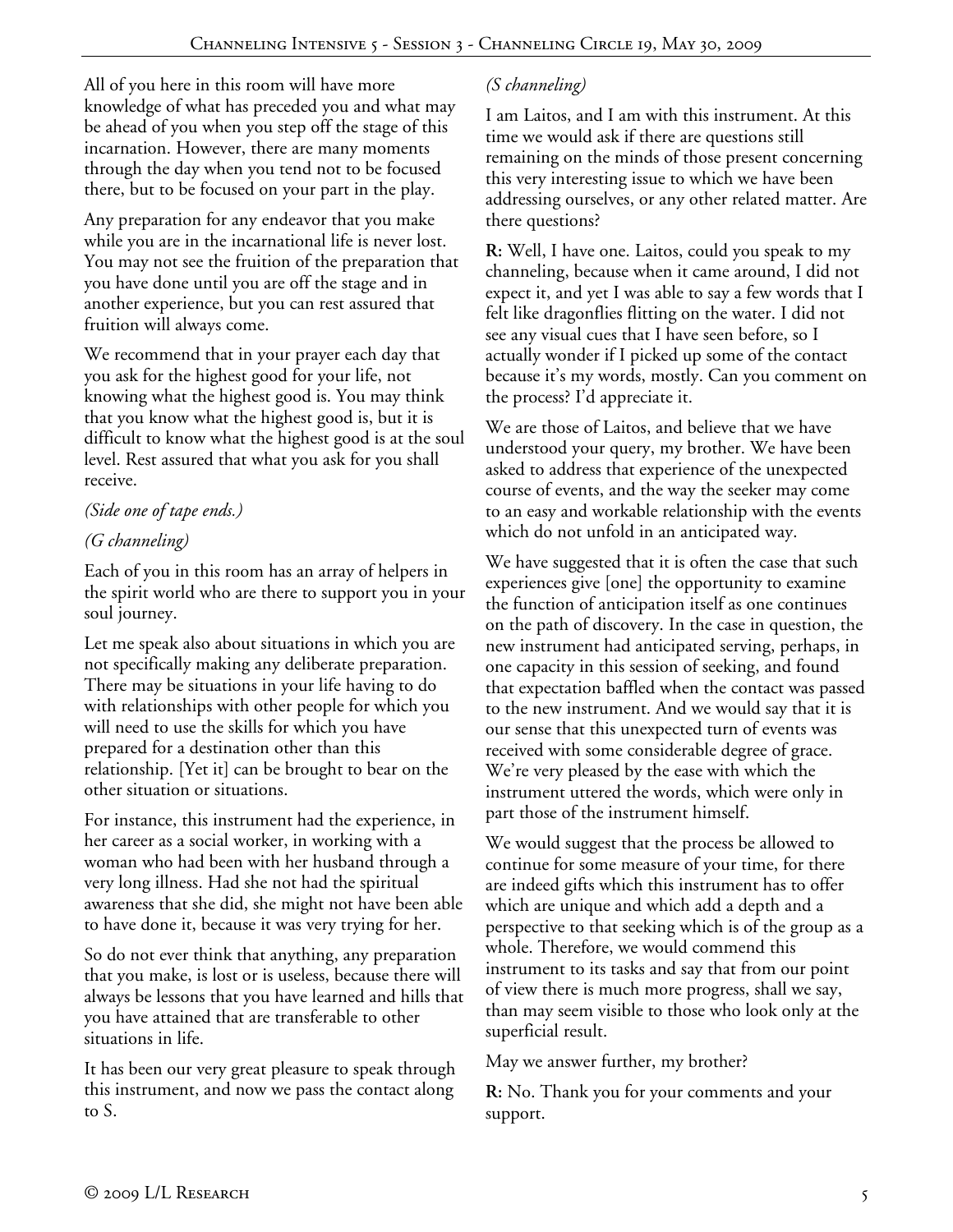All of you here in this room will have more knowledge of what has preceded you and what may be ahead of you when you step off the stage of this incarnation. However, there are many moments through the day when you tend not to be focused there, but to be focused on your part in the play.

Any preparation for any endeavor that you make while you are in the incarnational life is never lost. You may not see the fruition of the preparation that you have done until you are off the stage and in another experience, but you can rest assured that fruition will always come.

We recommend that in your prayer each day that you ask for the highest good for your life, not knowing what the highest good is. You may think that you know what the highest good is, but it is difficult to know what the highest good is at the soul level. Rest assured that what you ask for you shall receive.

*(Side one of tape ends.)*

*(G channeling)*

Each of you in this room has an array of helpers in the spirit world who are there to support you in your soul journey.

Let me speak also about situations in which you are not specifically making any deliberate preparation. There may be situations in your life having to do with relationships with other people for which you will need to use the skills for which you have prepared for a destination other than this relationship. [Yet it] can be brought to bear on the other situation or situations.

For instance, this instrument had the experience, in her career as a social worker, in working with a woman who had been with her husband through a very long illness. Had she not had the spiritual awareness that she did, she might not have been able to have done it, because it was very trying for her.

So do not ever think that anything, any preparation that you make, is lost or is useless, because there will always be lessons that you have learned and hills that you have attained that are transferable to other situations in life.

It has been our very great pleasure to speak through this instrument, and now we pass the contact along to S.

*(S channeling)*

I am Laitos, and I am with this instrument. At this time we would ask if there are questions still remaining on the minds of those present concerning this very interesting issue to which we have been addressing ourselves, or any other related matter. Are there questions?

**R:** Well, I have one. Laitos, could you speak to my channeling, because when it came around, I did not expect it, and yet I was able to say a few words that I felt like dragonflies flitting on the water. I did not see any visual cues that I have seen before, so I actually wonder if I picked up some of the contact because it's my words, mostly. Can you comment on the process? I'd appreciate it.

We are those of Laitos, and believe that we have understood your query, my brother. We have been asked to address that experience of the unexpected course of events, and the way the seeker may come to an easy and workable relationship with the events which do not unfold in an anticipated way.

We have suggested that it is often the case that such experiences give [one] the opportunity to examine the function of anticipation itself as one continues on the path of discovery. In the case in question, the new instrument had anticipated serving, perhaps, in one capacity in this session of seeking, and found that expectation baffled when the contact was passed to the new instrument. And we would say that it is our sense that this unexpected turn of events was received with some considerable degree of grace. We're very pleased by the ease with which the instrument uttered the words, which were only in part those of the instrument himself.

We would suggest that the process be allowed to continue for some measure of your time, for there are indeed gifts which this instrument has to offer which are unique and which add a depth and a perspective to that seeking which is of the group as a whole. Therefore, we would commend this instrument to its tasks and say that from our point of view there is much more progress, shall we say, than may seem visible to those who look only at the superficial result.

May we answer further, my brother?

**R:** No. Thank you for your comments and your support.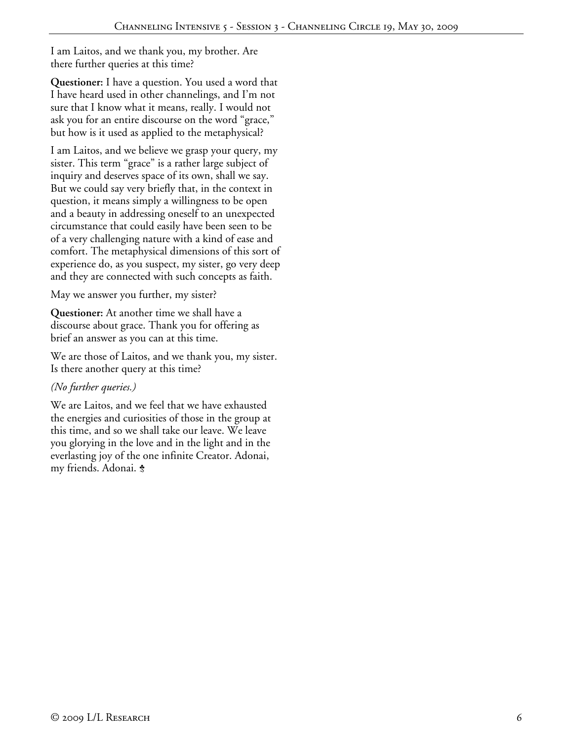I am Laitos, and we thank you, my brother. Are there further queries at this time?

**Questioner:** I have a question. You used a word that I have heard used in other channelings, and I'm not sure that I know what it means, really. I would not ask you for an entire discourse on the word "grace," but how is it used as applied to the metaphysical?

I am Laitos, and we believe we grasp your query, my sister. This term "grace" is a rather large subject of inquiry and deserves space of its own, shall we say. But we could say very briefly that, in the context in question, it means simply a willingness to be open and a beauty in addressing oneself to an unexpected circumstance that could easily have been seen to be of a very challenging nature with a kind of ease and comfort. The metaphysical dimensions of this sort of experience do, as you suspect, my sister, go very deep and they are connected with such concepts as faith.

May we answer you further, my sister?

**Questioner:** At another time we shall have a discourse about grace. Thank you for offering as brief an answer as you can at this time.

We are those of Laitos, and we thank you, my sister. Is there another query at this time?

*(No further queries.)*

We are Laitos, and we feel that we have exhausted the energies and curiosities of those in the group at this time, and so we shall take our leave. We leave you glorying in the love and in the light and in the everlasting joy of the one infinite Creator. Adonai, my friends. Adonai.

© 2009 L/L Research